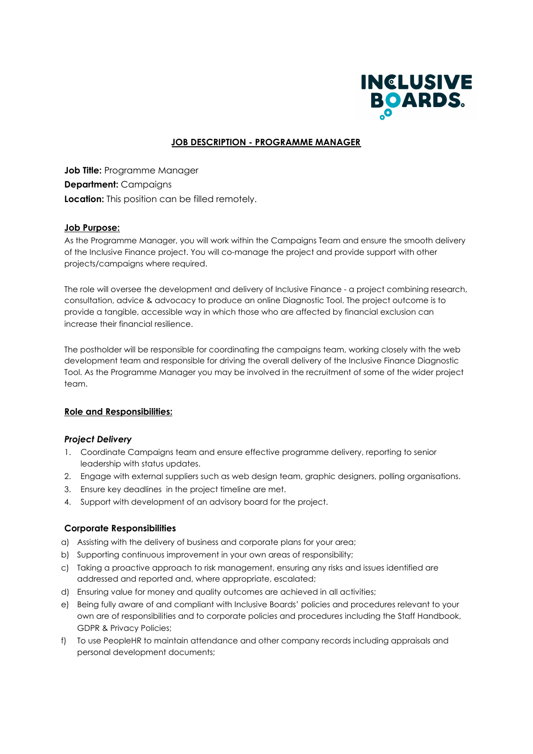INCLUSIVE BOARDS.

# JOB DESCRIPTION - PROGRAMME MANAGER

**Job Title:** Programme Manager
**Department:** Campaigns
**Location:** This position can be filled remotely.

## Job Purpose:

As the Programme Manager, you will work within the Campaigns Team and ensure the smooth delivery of the Inclusive Finance project. You will co-manage the project and provide support with other projects/campaigns where required.

The role will oversee the development and delivery of Inclusive Finance - a project combining research, consultation, advice & advocacy to produce an online Diagnostic Tool. The project outcome is to provide a tangible, accessible way in which those who are affected by financial exclusion can increase their financial resilience.

The postholder will be responsible for coordinating the campaigns team, working closely with the web development team and responsible for driving the overall delivery of the Inclusive Finance Diagnostic Tool. As the Programme Manager you may be involved in the recruitment of some of the wider project team.

## Role and Responsibilities:

### *Project Delivery*

1. Coordinate Campaigns team and ensure effective programme delivery, reporting to senior leadership with status updates.
2. Engage with external suppliers such as web design team, graphic designers, polling organisations.
3. Ensure key deadlines in the project timeline are met.
4. Support with development of an advisory board for the project.

### Corporate Responsibilities

a) Assisting with the delivery of business and corporate plans for your area;
b) Supporting continuous improvement in your own areas of responsibility;
c) Taking a proactive approach to risk management, ensuring any risks and issues identified are addressed and reported and, where appropriate, escalated;
d) Ensuring value for money and quality outcomes are achieved in all activities;
e) Being fully aware of and compliant with Inclusive Boards' policies and procedures relevant to your own are of responsibilities and to corporate policies and procedures including the Staff Handbook, GDPR & Privacy Policies;
f) To use PeopleHR to maintain attendance and other company records including appraisals and personal development documents;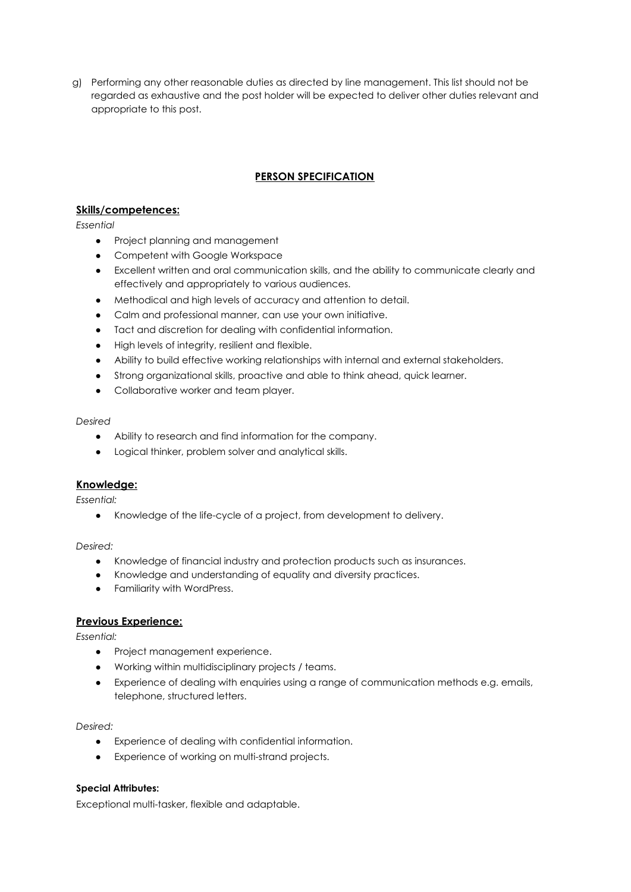g) Performing any other reasonable duties as directed by line management. This list should not be regarded as exhaustive and the post holder will be expected to deliver other duties relevant and appropriate to this post.

## PERSON SPECIFICATION

### Skills/competences:

*Essential*

- Project planning and management
- Competent with Google Workspace
- Excellent written and oral communication skills, and the ability to communicate clearly and effectively and appropriately to various audiences.
- Methodical and high levels of accuracy and attention to detail.
- Calm and professional manner, can use your own initiative.
- Tact and discretion for dealing with confidential information.
- High levels of integrity, resilient and flexible.
- Ability to build effective working relationships with internal and external stakeholders.
- Strong organizational skills, proactive and able to think ahead, quick learner.
- Collaborative worker and team player.

*Desired*

- Ability to research and find information for the company.
- Logical thinker, problem solver and analytical skills.

### Knowledge:

*Essential:*

- Knowledge of the life-cycle of a project, from development to delivery.

*Desired:*

- Knowledge of financial industry and protection products such as insurances.
- Knowledge and understanding of equality and diversity practices.
- Familiarity with WordPress.

### Previous Experience:

*Essential:*

- Project management experience.
- Working within multidisciplinary projects / teams.
- Experience of dealing with enquiries using a range of communication methods e.g. emails, telephone, structured letters.

*Desired:*

- Experience of dealing with confidential information.
- Experience of working on multi-strand projects.

**Special Attributes:**

Exceptional multi-tasker, flexible and adaptable.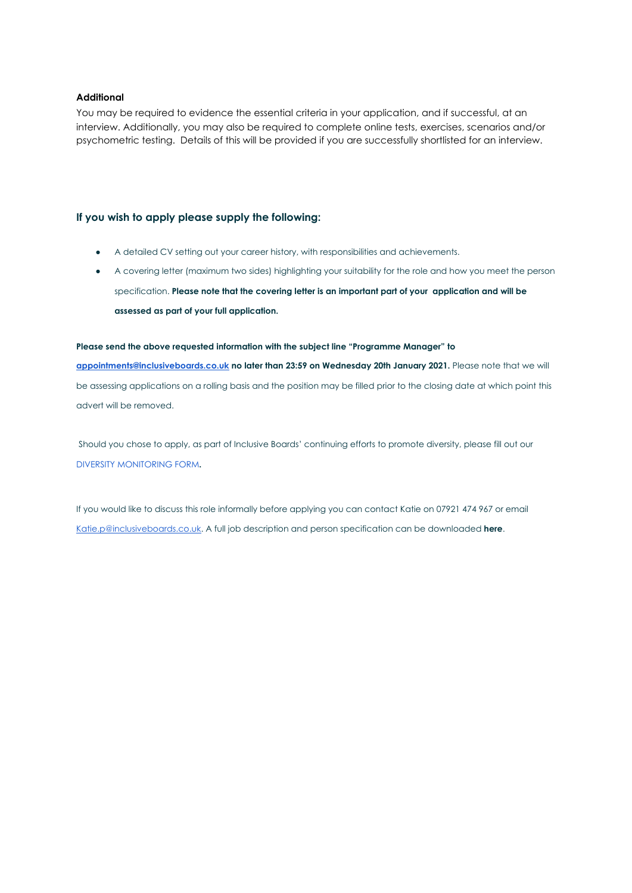**Additional**

You may be required to evidence the essential criteria in your application, and if successful, at an interview. Additionally, you may also be required to complete online tests, exercises, scenarios and/or psychometric testing. Details of this will be provided if you are successfully shortlisted for an interview.

### If you wish to apply please supply the following:

- A detailed CV setting out your career history, with responsibilities and achievements.
- A covering letter (maximum two sides) highlighting your suitability for the role and how you meet the person specification. **Please note that the covering letter is an important part of your application and will be assessed as part of your full application.**

**Please send the above requested information with the subject line "Programme Manager" to appointments@inclusiveboards.co.uk no later than 23:59 on Wednesday 20th January 2021.** Please note that we will be assessing applications on a rolling basis and the position may be filled prior to the closing date at which point this advert will be removed.

Should you chose to apply, as part of Inclusive Boards' continuing efforts to promote diversity, please fill out our DIVERSITY MONITORING FORM.

If you would like to discuss this role informally before applying you can contact Katie on 07921 474 967 or email Katie.p@inclusiveboards.co.uk. A full job description and person specification can be downloaded **here**.